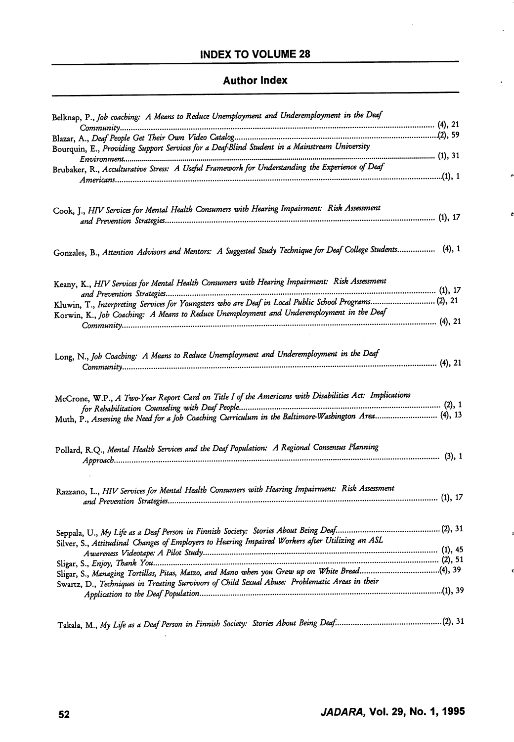# INDEX TO VOLUME 28

## Author Index

Belknap, P., *Job coaching: A Means to Reduce Unemployment and Underemployment in the Deaf Community*............ (4), 21

Blazar, A., *Deaf People Get Their Own Video Catalog*............ (2), 59

Bourquin, E., *Providing Support Services for a Deaf-Blind Student in a Mainstream University Environment*............ (1), 31

Brubaker, R., *Acculturative Stress: A Useful Framework for Understanding the Experience of Deaf Americans*............ (1), 1

Cook, J., *HIV Services for Mental Health Consumers with Hearing Impairment: Risk Assessment and Prevention Strategies*............ (1), 17

Gonzales, B., *Attention Advisors and Mentors: A Suggested Study Technique for Deaf College Students*............ (4), 1

Keany, K., *HIV Services for Mental Health Consumers with Hearing Impairment: Risk Assessment and Prevention Strategies*............ (1), 17

Kluwin, T., *Interpreting Services for Youngsters who are Deaf in Local Public School Programs*............ (2), 21

Korwin, K., *Job Coaching: A Means to Reduce Unemployment and Underemployment in the Deaf Community*............ (4), 21

Long, N., *Job Coaching: A Means to Reduce Unemployment and Underemployment in the Deaf Community*............ (4), 21

McCrone, W.P., *A Two-Year Report Card on Title I of the Americans with Disabilities Act: Implications for Rehabilitation Counseling with Deaf People*............ (2), 1

Muth, P., *Assessing the Need for a Job Coaching Curriculum in the Baltimore-Washington Area*............ (4), 13

Pollard, R.Q., *Mental Health Services and the Deaf Population: A Regional Consensus Planning Approach*............ (3), 1

Razzano, L., *HIV Services for Mental Health Consumers with Hearing Impairment: Risk Assessment and Prevention Strategies*............ (1), 17

Seppala, U., *My Life as a Deaf Person in Finnish Society: Stories About Being Deaf*............ (2), 31

Silver, S., *Attitudinal Changes of Employers to Hearing Impaired Workers after Utilizing an ASL Awareness Videotape: A Pilot Study*............ (1), 45

Sligar, S., *Enjoy, Thank You*............ (2), 51

Sligar, S., *Managing Tortillas, Pitas, Matzo, and Mano when you Grew up on White Bread*............ (4), 39

Swartz, D., *Techniques in Treating Survivors of Child Sexual Abuse: Problematic Areas in their Application to the Deaf Population*............ (1), 39

Takala, M., *My Life as a Deaf Person in Finnish Society: Stories About Being Deaf*............ (2), 31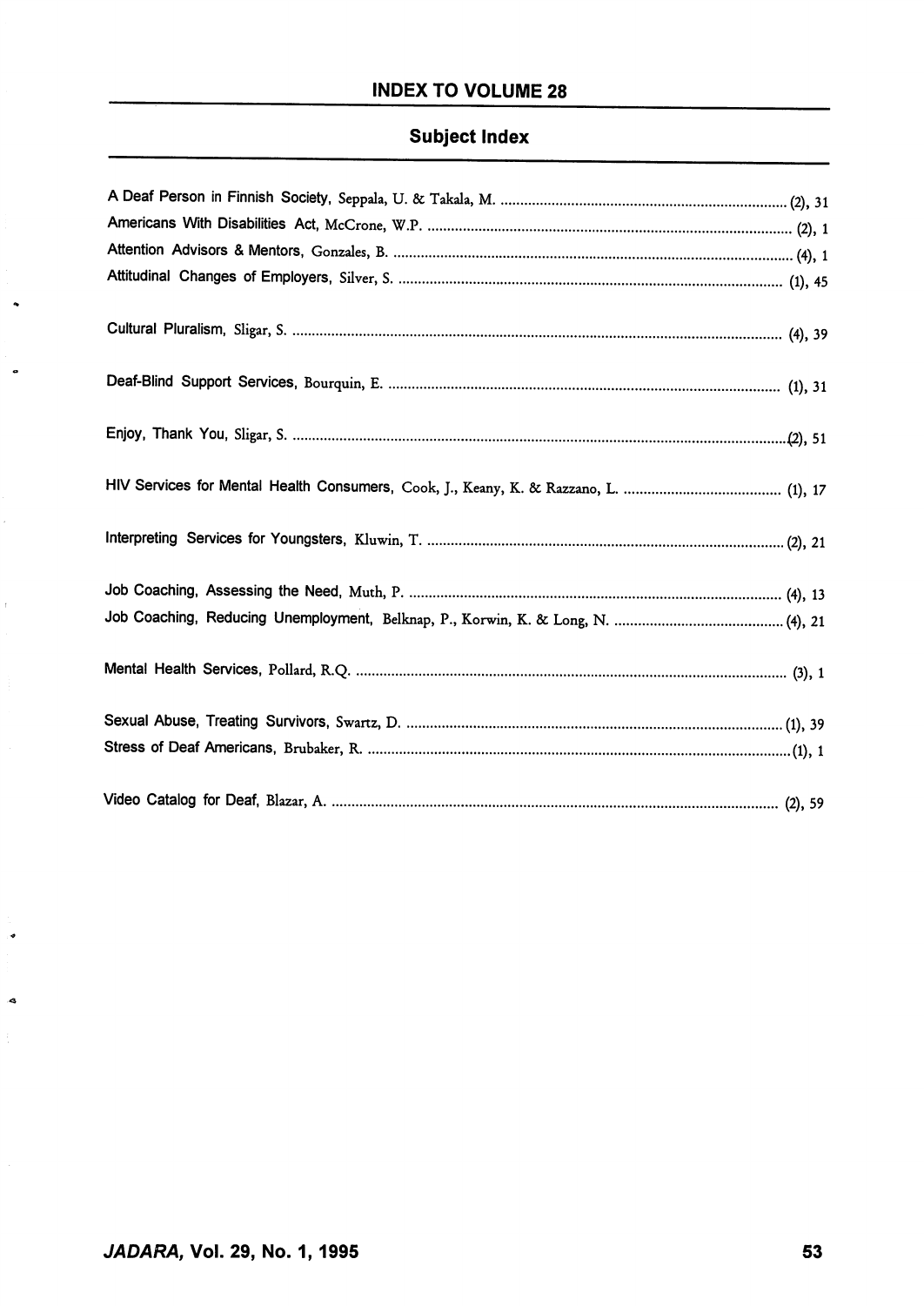## INDEX TO VOLUME 28

### Subject Index

A Deaf Person in Finnish Society, Seppala, U. & Takala, M. ........ (2), 31
Americans With Disabilities Act, McCrone, W.P. ........ (2), 1
Attention Advisors & Mentors, Gonzales, B. ........ (4), 1
Attitudinal Changes of Employers, Silver, S. ........ (1), 45

Cultural Pluralism, Sligar, S. ........ (4), 39

Deaf-Blind Support Services, Bourquin, E. ........ (1), 31

Enjoy, Thank You, Sligar, S. ........ (2), 51

HIV Services for Mental Health Consumers, Cook, J., Keany, K. & Razzano, L. ........ (1), 17

Interpreting Services for Youngsters, Kluwin, T. ........ (2), 21

Job Coaching, Assessing the Need, Muth, P. ........ (4), 13
Job Coaching, Reducing Unemployment, Belknap, P., Korwin, K. & Long, N. ........ (4), 21

Mental Health Services, Pollard, R.Q. ........ (3), 1

Sexual Abuse, Treating Survivors, Swartz, D. ........ (1), 39
Stress of Deaf Americans, Brubaker, R. ........ (1), 1

Video Catalog for Deaf, Blazar, A. ........ (2), 59